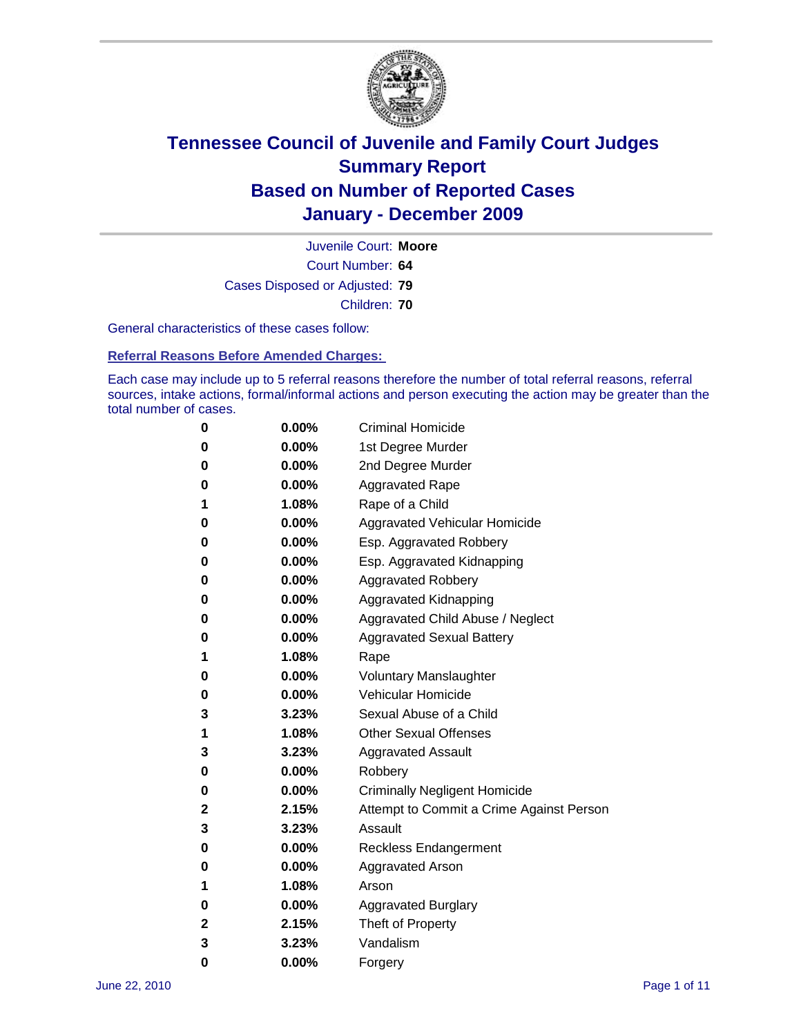# Tennessee Council of Juvenile and Family Court Judges
# Summary Report
# Based on Number of Reported Cases
# January - December 2009

Juvenile Court: **Moore**

Court Number: **64**

Cases Disposed or Adjusted: **79**

Children: **70**

General characteristics of these cases follow:

## Referral Reasons Before Amended Charges:

Each case may include up to 5 referral reasons therefore the number of total referral reasons, referral sources, intake actions, formal/informal actions and person executing the action may be greater than the total number of cases.

| | | |
|---|---|---|
| 0 | 0.00% | Criminal Homicide |
| 0 | 0.00% | 1st Degree Murder |
| 0 | 0.00% | 2nd Degree Murder |
| 0 | 0.00% | Aggravated Rape |
| 1 | 1.08% | Rape of a Child |
| 0 | 0.00% | Aggravated Vehicular Homicide |
| 0 | 0.00% | Esp. Aggravated Robbery |
| 0 | 0.00% | Esp. Aggravated Kidnapping |
| 0 | 0.00% | Aggravated Robbery |
| 0 | 0.00% | Aggravated Kidnapping |
| 0 | 0.00% | Aggravated Child Abuse / Neglect |
| 0 | 0.00% | Aggravated Sexual Battery |
| 1 | 1.08% | Rape |
| 0 | 0.00% | Voluntary Manslaughter |
| 0 | 0.00% | Vehicular Homicide |
| 3 | 3.23% | Sexual Abuse of a Child |
| 1 | 1.08% | Other Sexual Offenses |
| 3 | 3.23% | Aggravated Assault |
| 0 | 0.00% | Robbery |
| 0 | 0.00% | Criminally Negligent Homicide |
| 2 | 2.15% | Attempt to Commit a Crime Against Person |
| 3 | 3.23% | Assault |
| 0 | 0.00% | Reckless Endangerment |
| 0 | 0.00% | Aggravated Arson |
| 1 | 1.08% | Arson |
| 0 | 0.00% | Aggravated Burglary |
| 2 | 2.15% | Theft of Property |
| 3 | 3.23% | Vandalism |
| 0 | 0.00% | Forgery |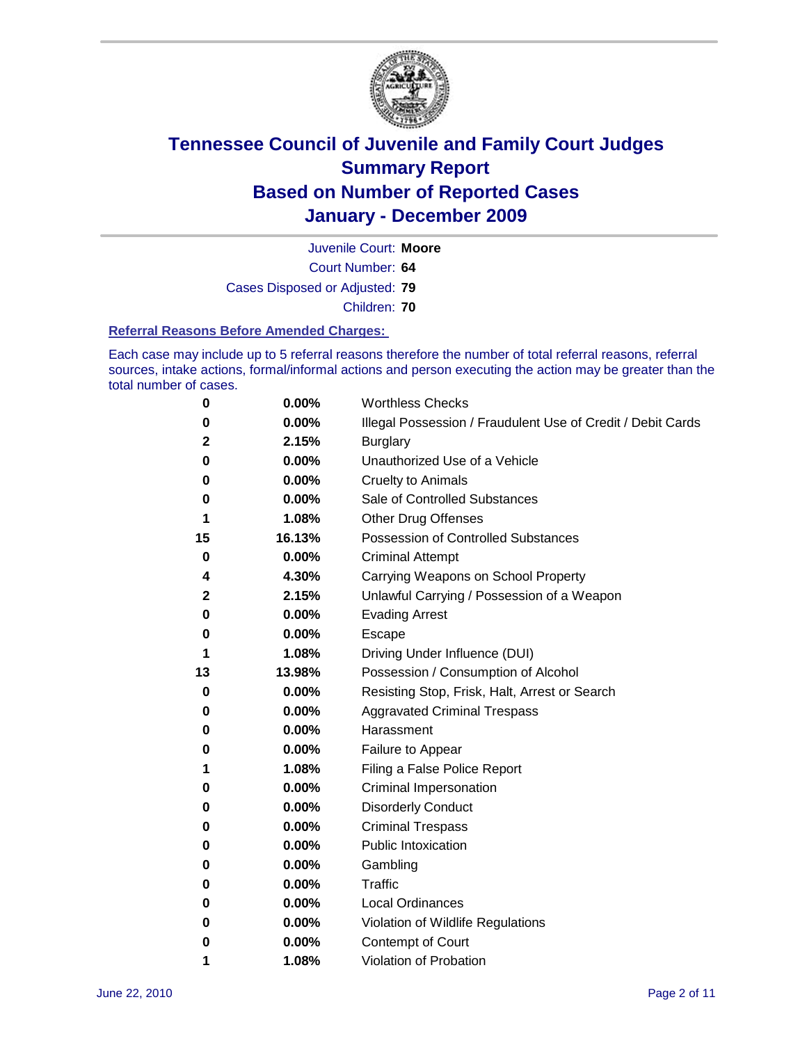# Tennessee Council of Juvenile and Family Court Judges
## Summary Report
## Based on Number of Reported Cases
## January - December 2009

Juvenile Court: **Moore**

Court Number: **64**

Cases Disposed or Adjusted: **79**

Children: **70**

### Referral Reasons Before Amended Charges:

Each case may include up to 5 referral reasons therefore the number of total referral reasons, referral sources, intake actions, formal/informal actions and person executing the action may be greater than the total number of cases.

| Count | Percent | Referral Reason |
|---|---|---|
| 0 | 0.00% | Worthless Checks |
| 0 | 0.00% | Illegal Possession / Fraudulent Use of Credit / Debit Cards |
| 2 | 2.15% | Burglary |
| 0 | 0.00% | Unauthorized Use of a Vehicle |
| 0 | 0.00% | Cruelty to Animals |
| 0 | 0.00% | Sale of Controlled Substances |
| 1 | 1.08% | Other Drug Offenses |
| 15 | 16.13% | Possession of Controlled Substances |
| 0 | 0.00% | Criminal Attempt |
| 4 | 4.30% | Carrying Weapons on School Property |
| 2 | 2.15% | Unlawful Carrying / Possession of a Weapon |
| 0 | 0.00% | Evading Arrest |
| 0 | 0.00% | Escape |
| 1 | 1.08% | Driving Under Influence (DUI) |
| 13 | 13.98% | Possession / Consumption of Alcohol |
| 0 | 0.00% | Resisting Stop, Frisk, Halt, Arrest or Search |
| 0 | 0.00% | Aggravated Criminal Trespass |
| 0 | 0.00% | Harassment |
| 0 | 0.00% | Failure to Appear |
| 1 | 1.08% | Filing a False Police Report |
| 0 | 0.00% | Criminal Impersonation |
| 0 | 0.00% | Disorderly Conduct |
| 0 | 0.00% | Criminal Trespass |
| 0 | 0.00% | Public Intoxication |
| 0 | 0.00% | Gambling |
| 0 | 0.00% | Traffic |
| 0 | 0.00% | Local Ordinances |
| 0 | 0.00% | Violation of Wildlife Regulations |
| 0 | 0.00% | Contempt of Court |
| 1 | 1.08% | Violation of Probation |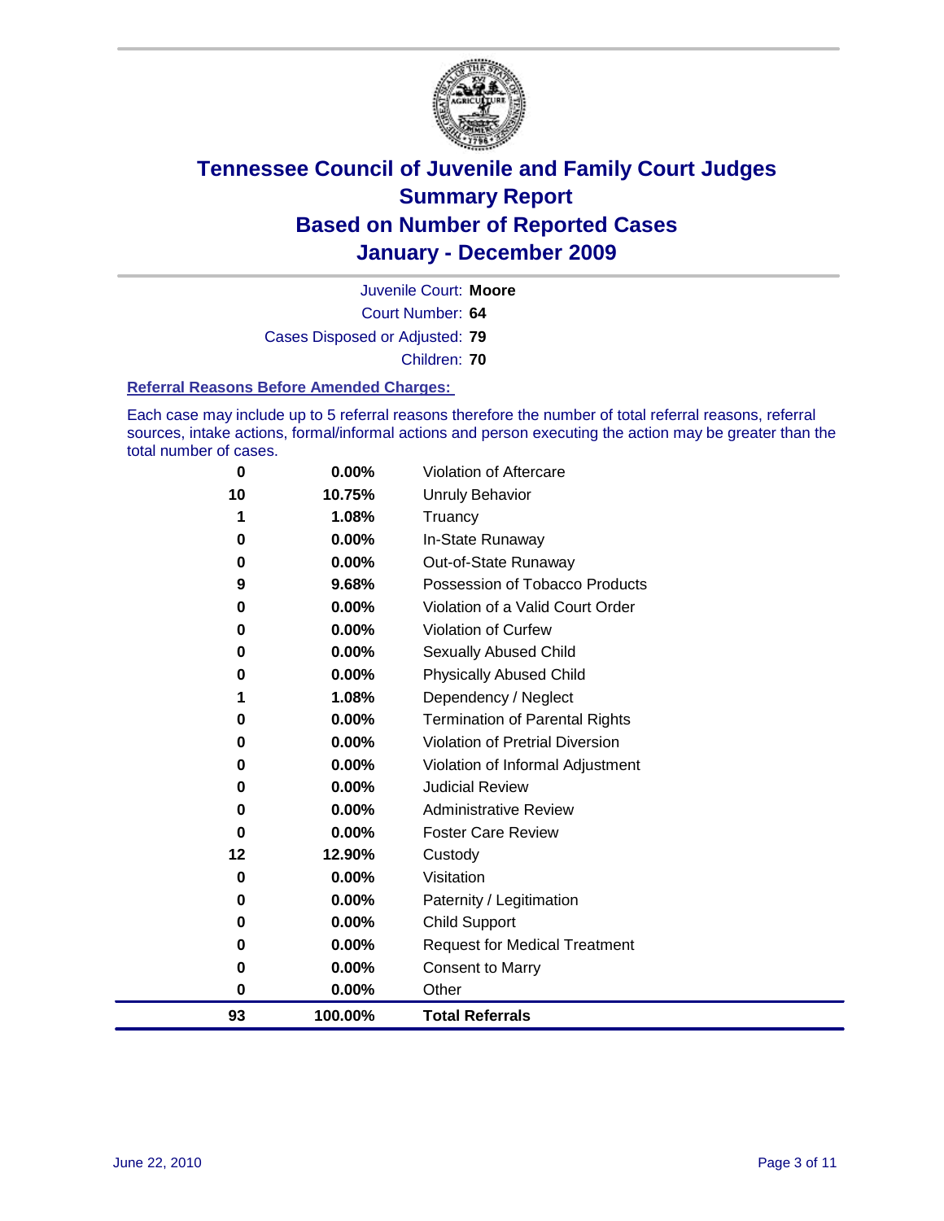# Tennessee Council of Juvenile and Family Court Judges
# Summary Report
# Based on Number of Reported Cases
# January - December 2009

Juvenile Court: **Moore**

Court Number: **64**

Cases Disposed or Adjusted: **79**

Children: **70**

### Referral Reasons Before Amended Charges:

Each case may include up to 5 referral reasons therefore the number of total referral reasons, referral sources, intake actions, formal/informal actions and person executing the action may be greater than the total number of cases.

| | | |
|---|---|---|
| 0 | 0.00% | Violation of Aftercare |
| 10 | 10.75% | Unruly Behavior |
| 1 | 1.08% | Truancy |
| 0 | 0.00% | In-State Runaway |
| 0 | 0.00% | Out-of-State Runaway |
| 9 | 9.68% | Possession of Tobacco Products |
| 0 | 0.00% | Violation of a Valid Court Order |
| 0 | 0.00% | Violation of Curfew |
| 0 | 0.00% | Sexually Abused Child |
| 0 | 0.00% | Physically Abused Child |
| 1 | 1.08% | Dependency / Neglect |
| 0 | 0.00% | Termination of Parental Rights |
| 0 | 0.00% | Violation of Pretrial Diversion |
| 0 | 0.00% | Violation of Informal Adjustment |
| 0 | 0.00% | Judicial Review |
| 0 | 0.00% | Administrative Review |
| 0 | 0.00% | Foster Care Review |
| 12 | 12.90% | Custody |
| 0 | 0.00% | Visitation |
| 0 | 0.00% | Paternity / Legitimation |
| 0 | 0.00% | Child Support |
| 0 | 0.00% | Request for Medical Treatment |
| 0 | 0.00% | Consent to Marry |
| 0 | 0.00% | Other |
| **93** | **100.00%** | **Total Referrals** |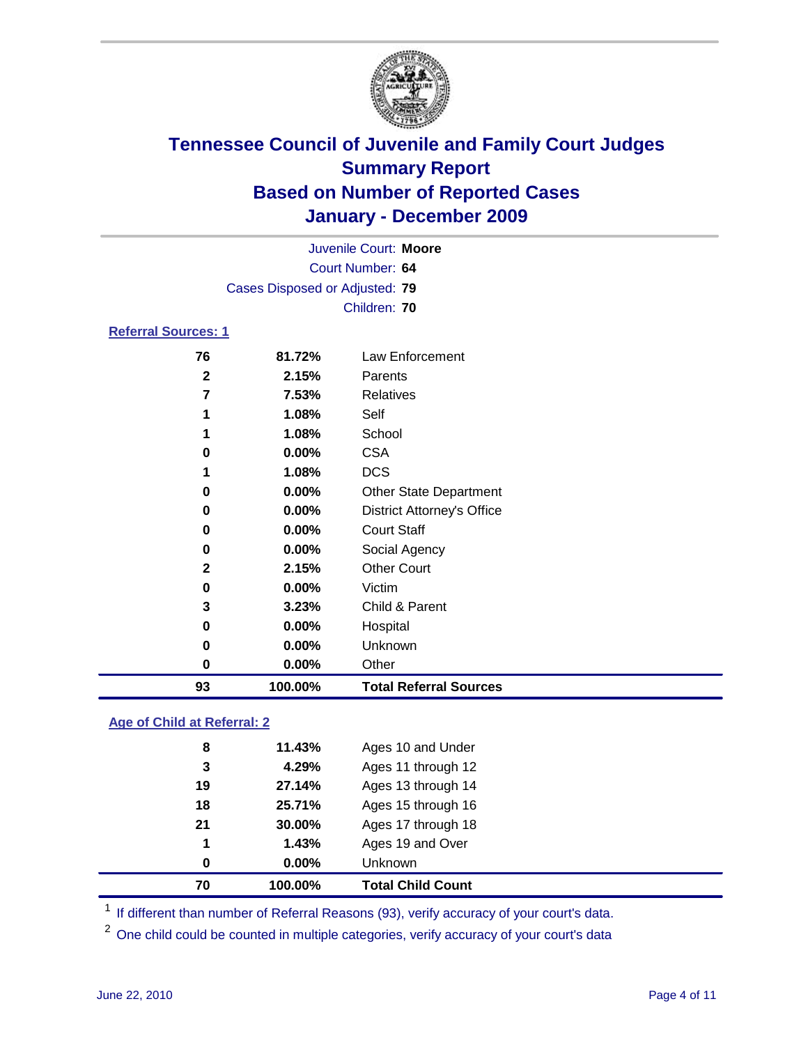# Tennessee Council of Juvenile and Family Court Judges
## Summary Report
## Based on Number of Reported Cases
## January - December 2009

Juvenile Court: **Moore**
Court Number: **64**
Cases Disposed or Adjusted: **79**
Children: **70**

### Referral Sources: 1

| Count | Percent | Source |
|---|---|---|
| 76 | 81.72% | Law Enforcement |
| 2 | 2.15% | Parents |
| 7 | 7.53% | Relatives |
| 1 | 1.08% | Self |
| 1 | 1.08% | School |
| 0 | 0.00% | CSA |
| 1 | 1.08% | DCS |
| 0 | 0.00% | Other State Department |
| 0 | 0.00% | District Attorney's Office |
| 0 | 0.00% | Court Staff |
| 0 | 0.00% | Social Agency |
| 2 | 2.15% | Other Court |
| 0 | 0.00% | Victim |
| 3 | 3.23% | Child & Parent |
| 0 | 0.00% | Hospital |
| 0 | 0.00% | Unknown |
| 0 | 0.00% | Other |
| **93** | **100.00%** | **Total Referral Sources** |

### Age of Child at Referral: 2

| Count | Percent | Age |
|---|---|---|
| 8 | 11.43% | Ages 10 and Under |
| 3 | 4.29% | Ages 11 through 12 |
| 19 | 27.14% | Ages 13 through 14 |
| 18 | 25.71% | Ages 15 through 16 |
| 21 | 30.00% | Ages 17 through 18 |
| 1 | 1.43% | Ages 19 and Over |
| 0 | 0.00% | Unknown |
| **70** | **100.00%** | **Total Child Count** |

[1] If different than number of Referral Reasons (93), verify accuracy of your court's data.

[2] One child could be counted in multiple categories, verify accuracy of your court's data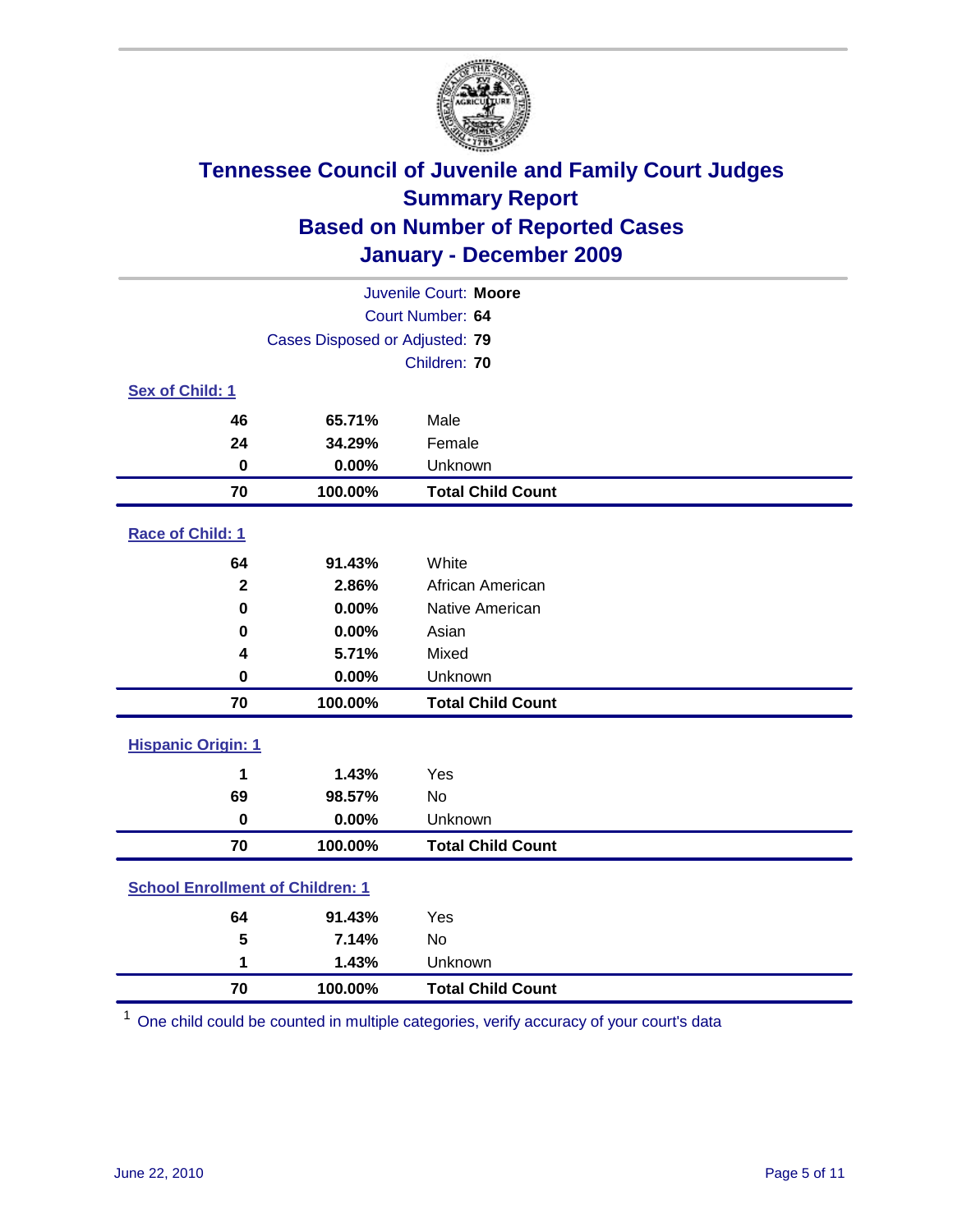# Tennessee Council of Juvenile and Family Court Judges
## Summary Report
## Based on Number of Reported Cases
## January - December 2009

Juvenile Court: **Moore**
Court Number: **64**
Cases Disposed or Adjusted: **79**
Children: **70**

### Sex of Child: 1

| | | |
|---|---|---|
| 46 | 65.71% | Male |
| 24 | 34.29% | Female |
| 0 | 0.00% | Unknown |
| **70** | **100.00%** | **Total Child Count** |

### Race of Child: 1

| | | |
|---|---|---|
| 64 | 91.43% | White |
| 2 | 2.86% | African American |
| 0 | 0.00% | Native American |
| 0 | 0.00% | Asian |
| 4 | 5.71% | Mixed |
| 0 | 0.00% | Unknown |
| **70** | **100.00%** | **Total Child Count** |

### Hispanic Origin: 1

| | | |
|---|---|---|
| 1 | 1.43% | Yes |
| 69 | 98.57% | No |
| 0 | 0.00% | Unknown |
| **70** | **100.00%** | **Total Child Count** |

### School Enrollment of Children: 1

| | | |
|---|---|---|
| 64 | 91.43% | Yes |
| 5 | 7.14% | No |
| 1 | 1.43% | Unknown |
| **70** | **100.00%** | **Total Child Count** |

[1] One child could be counted in multiple categories, verify accuracy of your court's data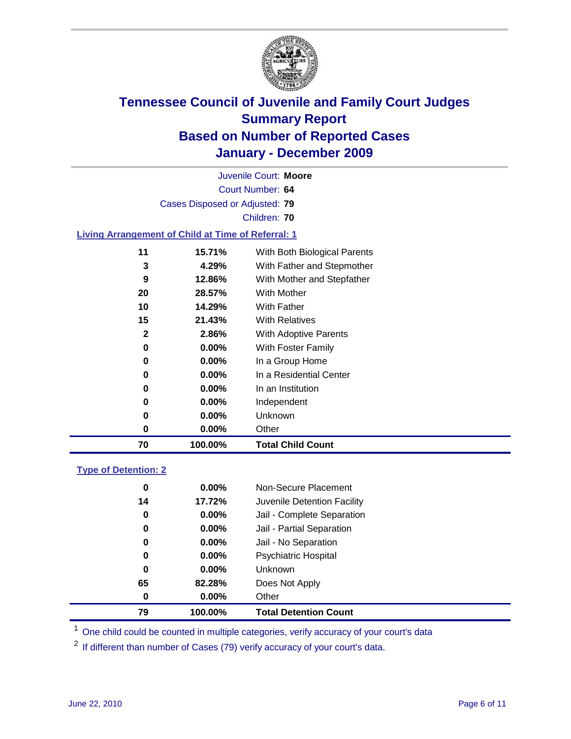# Tennessee Council of Juvenile and Family Court Judges
## Summary Report
## Based on Number of Reported Cases
## January - December 2009

Juvenile Court: **Moore**

Court Number: **64**

Cases Disposed or Adjusted: **79**

Children: **70**

### Living Arrangement of Child at Time of Referral: 1

| Count | Percent | Living Arrangement |
|---|---|---|
| 11 | 15.71% | With Both Biological Parents |
| 3 | 4.29% | With Father and Stepmother |
| 9 | 12.86% | With Mother and Stepfather |
| 20 | 28.57% | With Mother |
| 10 | 14.29% | With Father |
| 15 | 21.43% | With Relatives |
| 2 | 2.86% | With Adoptive Parents |
| 0 | 0.00% | With Foster Family |
| 0 | 0.00% | In a Group Home |
| 0 | 0.00% | In a Residential Center |
| 0 | 0.00% | In an Institution |
| 0 | 0.00% | Independent |
| 0 | 0.00% | Unknown |
| 0 | 0.00% | Other |
| **70** | **100.00%** | **Total Child Count** |

### Type of Detention: 2

| Count | Percent | Type of Detention |
|---|---|---|
| 0 | 0.00% | Non-Secure Placement |
| 14 | 17.72% | Juvenile Detention Facility |
| 0 | 0.00% | Jail - Complete Separation |
| 0 | 0.00% | Jail - Partial Separation |
| 0 | 0.00% | Jail - No Separation |
| 0 | 0.00% | Psychiatric Hospital |
| 0 | 0.00% | Unknown |
| 65 | 82.28% | Does Not Apply |
| 0 | 0.00% | Other |
| **79** | **100.00%** | **Total Detention Count** |

[1] One child could be counted in multiple categories, verify accuracy of your court's data

[2] If different than number of Cases (79) verify accuracy of your court's data.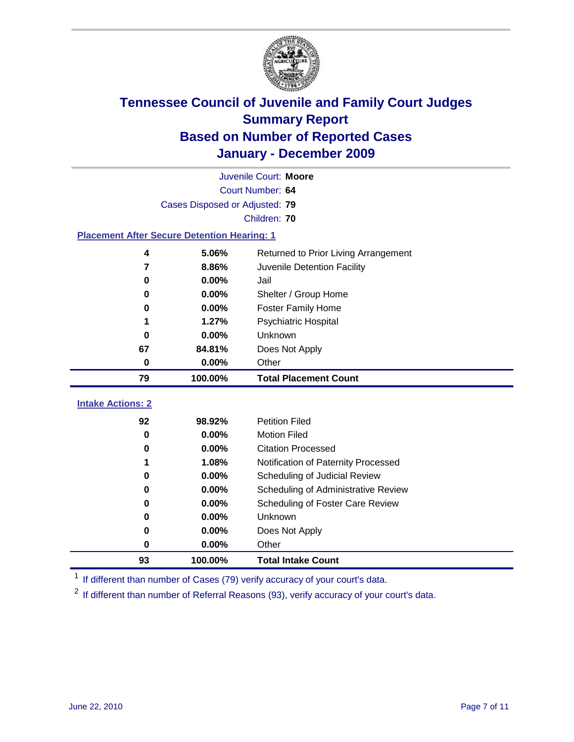# Tennessee Council of Juvenile and Family Court Judges
## Summary Report
## Based on Number of Reported Cases
## January - December 2009

Juvenile Court: **Moore**
Court Number: **64**
Cases Disposed or Adjusted: **79**
Children: **70**

### Placement After Secure Detention Hearing: 1

| | | |
|---|---|---|
| 4 | 5.06% | Returned to Prior Living Arrangement |
| 7 | 8.86% | Juvenile Detention Facility |
| 0 | 0.00% | Jail |
| 0 | 0.00% | Shelter / Group Home |
| 0 | 0.00% | Foster Family Home |
| 1 | 1.27% | Psychiatric Hospital |
| 0 | 0.00% | Unknown |
| 67 | 84.81% | Does Not Apply |
| 0 | 0.00% | Other |
| **79** | **100.00%** | **Total Placement Count** |

### Intake Actions: 2

| | | |
|---|---|---|
| 92 | 98.92% | Petition Filed |
| 0 | 0.00% | Motion Filed |
| 0 | 0.00% | Citation Processed |
| 1 | 1.08% | Notification of Paternity Processed |
| 0 | 0.00% | Scheduling of Judicial Review |
| 0 | 0.00% | Scheduling of Administrative Review |
| 0 | 0.00% | Scheduling of Foster Care Review |
| 0 | 0.00% | Unknown |
| 0 | 0.00% | Does Not Apply |
| 0 | 0.00% | Other |
| **93** | **100.00%** | **Total Intake Count** |

[1] If different than number of Cases (79) verify accuracy of your court's data.

[2] If different than number of Referral Reasons (93), verify accuracy of your court's data.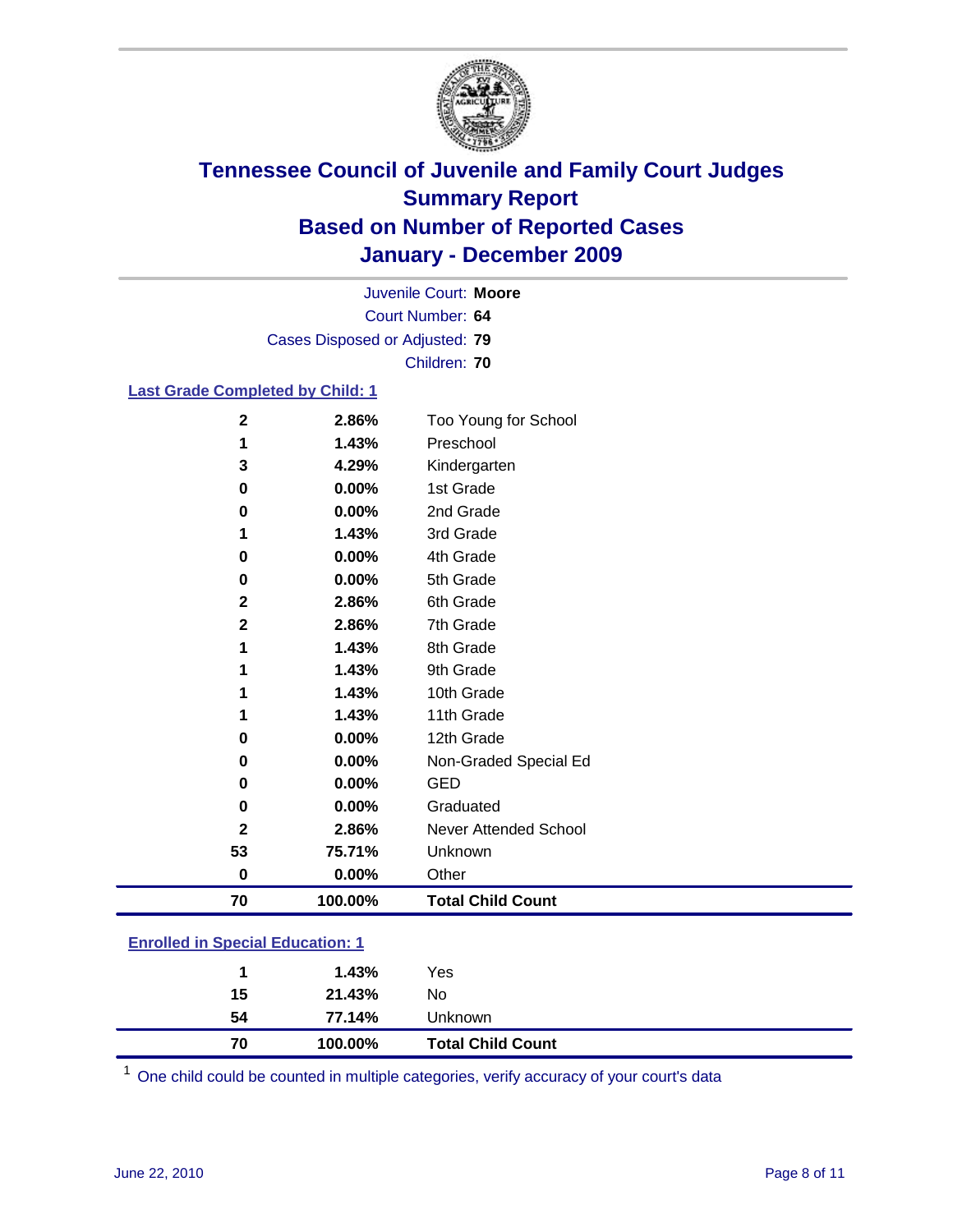# Tennessee Council of Juvenile and Family Court Judges
## Summary Report
## Based on Number of Reported Cases
## January - December 2009

Juvenile Court: **Moore**
Court Number: **64**
Cases Disposed or Adjusted: **79**
Children: **70**

### Last Grade Completed by Child: 1

| Count | Percent | Category |
|---|---|---|
| 2 | 2.86% | Too Young for School |
| 1 | 1.43% | Preschool |
| 3 | 4.29% | Kindergarten |
| 0 | 0.00% | 1st Grade |
| 0 | 0.00% | 2nd Grade |
| 1 | 1.43% | 3rd Grade |
| 0 | 0.00% | 4th Grade |
| 0 | 0.00% | 5th Grade |
| 2 | 2.86% | 6th Grade |
| 2 | 2.86% | 7th Grade |
| 1 | 1.43% | 8th Grade |
| 1 | 1.43% | 9th Grade |
| 1 | 1.43% | 10th Grade |
| 1 | 1.43% | 11th Grade |
| 0 | 0.00% | 12th Grade |
| 0 | 0.00% | Non-Graded Special Ed |
| 0 | 0.00% | GED |
| 0 | 0.00% | Graduated |
| 2 | 2.86% | Never Attended School |
| 53 | 75.71% | Unknown |
| 0 | 0.00% | Other |
| **70** | **100.00%** | **Total Child Count** |

### Enrolled in Special Education: 1

| Count | Percent | Category |
|---|---|---|
| 1 | 1.43% | Yes |
| 15 | 21.43% | No |
| 54 | 77.14% | Unknown |
| **70** | **100.00%** | **Total Child Count** |

[1] One child could be counted in multiple categories, verify accuracy of your court's data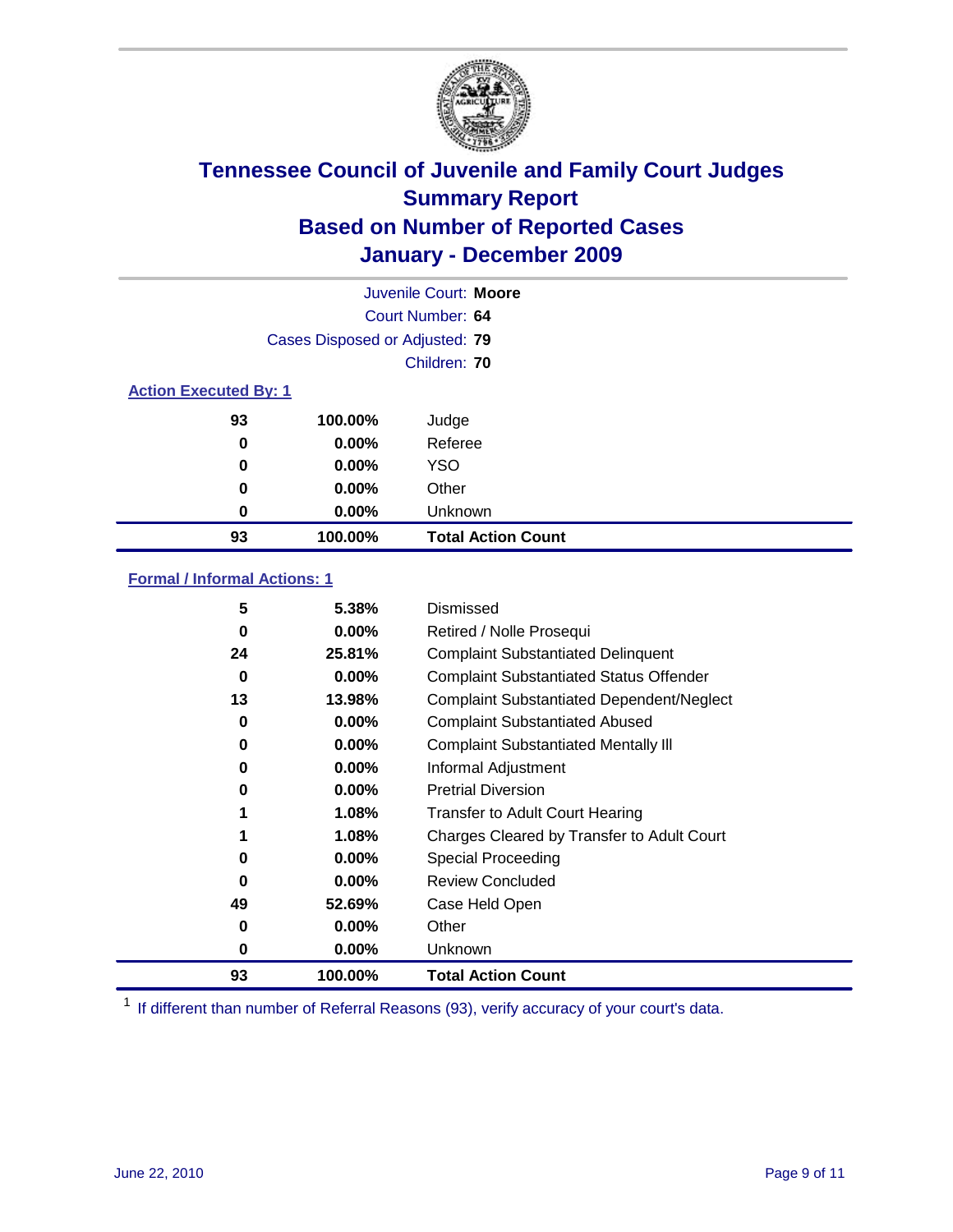# Tennessee Council of Juvenile and Family Court Judges
## Summary Report
## Based on Number of Reported Cases
## January - December 2009

Juvenile Court: **Moore**
Court Number: **64**
Cases Disposed or Adjusted: **79**
Children: **70**

### Action Executed By: 1

| | | |
|---|---|---|
| 93 | 100.00% | Judge |
| 0 | 0.00% | Referee |
| 0 | 0.00% | YSO |
| 0 | 0.00% | Other |
| 0 | 0.00% | Unknown |
| **93** | **100.00%** | **Total Action Count** |

### Formal / Informal Actions: 1

| | | |
|---|---|---|
| 5 | 5.38% | Dismissed |
| 0 | 0.00% | Retired / Nolle Prosequi |
| 24 | 25.81% | Complaint Substantiated Delinquent |
| 0 | 0.00% | Complaint Substantiated Status Offender |
| 13 | 13.98% | Complaint Substantiated Dependent/Neglect |
| 0 | 0.00% | Complaint Substantiated Abused |
| 0 | 0.00% | Complaint Substantiated Mentally Ill |
| 0 | 0.00% | Informal Adjustment |
| 0 | 0.00% | Pretrial Diversion |
| 1 | 1.08% | Transfer to Adult Court Hearing |
| 1 | 1.08% | Charges Cleared by Transfer to Adult Court |
| 0 | 0.00% | Special Proceeding |
| 0 | 0.00% | Review Concluded |
| 49 | 52.69% | Case Held Open |
| 0 | 0.00% | Other |
| 0 | 0.00% | Unknown |
| **93** | **100.00%** | **Total Action Count** |

[1] If different than number of Referral Reasons (93), verify accuracy of your court's data.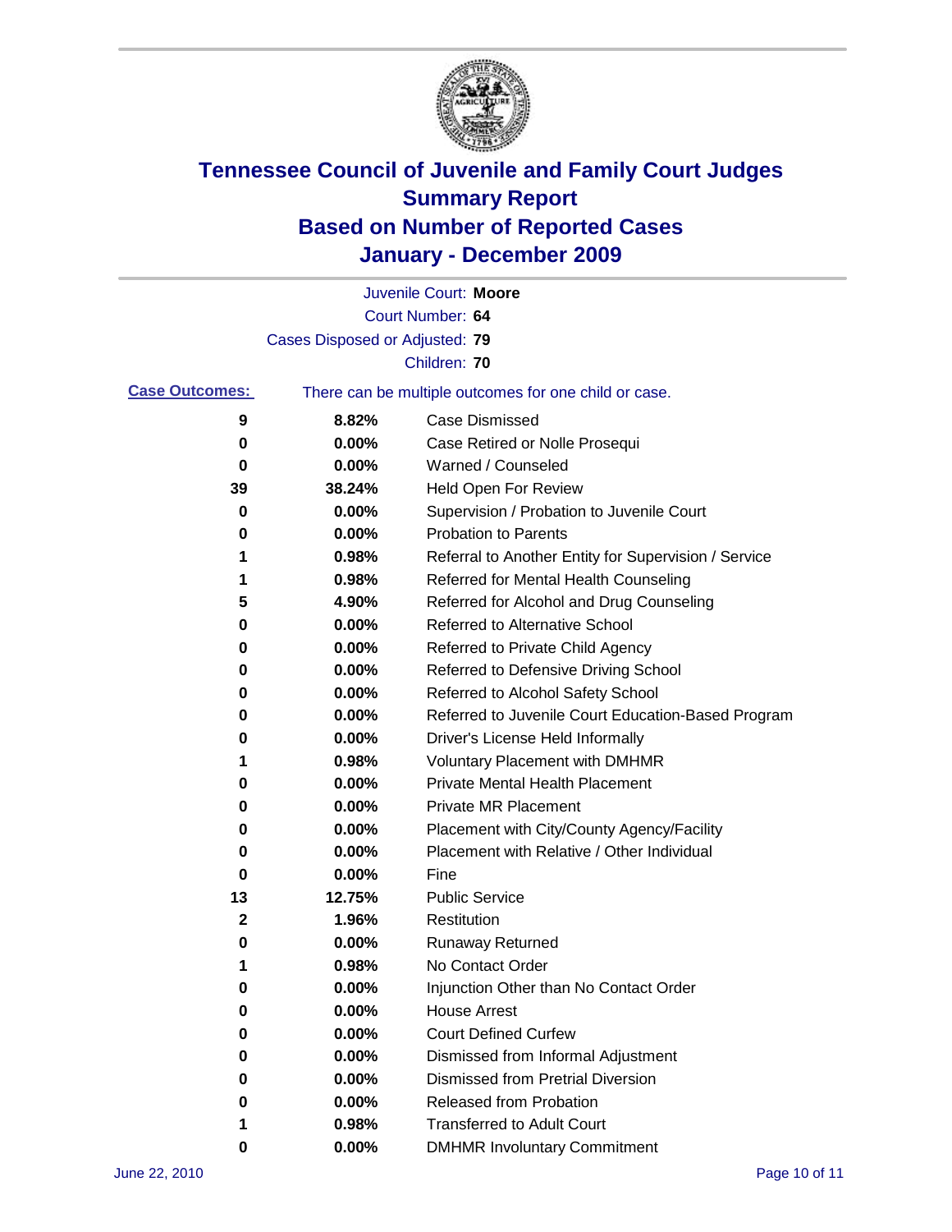# Tennessee Council of Juvenile and Family Court Judges
## Summary Report
## Based on Number of Reported Cases
## January - December 2009

Juvenile Court: **Moore**
Court Number: **64**
Cases Disposed or Adjusted: **79**
Children: **70**

**Case Outcomes:** There can be multiple outcomes for one child or case.

| Count | Percent | Outcome |
|---|---|---|
| 9 | 8.82% | Case Dismissed |
| 0 | 0.00% | Case Retired or Nolle Prosequi |
| 0 | 0.00% | Warned / Counseled |
| 39 | 38.24% | Held Open For Review |
| 0 | 0.00% | Supervision / Probation to Juvenile Court |
| 0 | 0.00% | Probation to Parents |
| 1 | 0.98% | Referral to Another Entity for Supervision / Service |
| 1 | 0.98% | Referred for Mental Health Counseling |
| 5 | 4.90% | Referred for Alcohol and Drug Counseling |
| 0 | 0.00% | Referred to Alternative School |
| 0 | 0.00% | Referred to Private Child Agency |
| 0 | 0.00% | Referred to Defensive Driving School |
| 0 | 0.00% | Referred to Alcohol Safety School |
| 0 | 0.00% | Referred to Juvenile Court Education-Based Program |
| 0 | 0.00% | Driver's License Held Informally |
| 1 | 0.98% | Voluntary Placement with DMHMR |
| 0 | 0.00% | Private Mental Health Placement |
| 0 | 0.00% | Private MR Placement |
| 0 | 0.00% | Placement with City/County Agency/Facility |
| 0 | 0.00% | Placement with Relative / Other Individual |
| 0 | 0.00% | Fine |
| 13 | 12.75% | Public Service |
| 2 | 1.96% | Restitution |
| 0 | 0.00% | Runaway Returned |
| 1 | 0.98% | No Contact Order |
| 0 | 0.00% | Injunction Other than No Contact Order |
| 0 | 0.00% | House Arrest |
| 0 | 0.00% | Court Defined Curfew |
| 0 | 0.00% | Dismissed from Informal Adjustment |
| 0 | 0.00% | Dismissed from Pretrial Diversion |
| 0 | 0.00% | Released from Probation |
| 1 | 0.98% | Transferred to Adult Court |
| 0 | 0.00% | DMHMR Involuntary Commitment |

June 22, 2010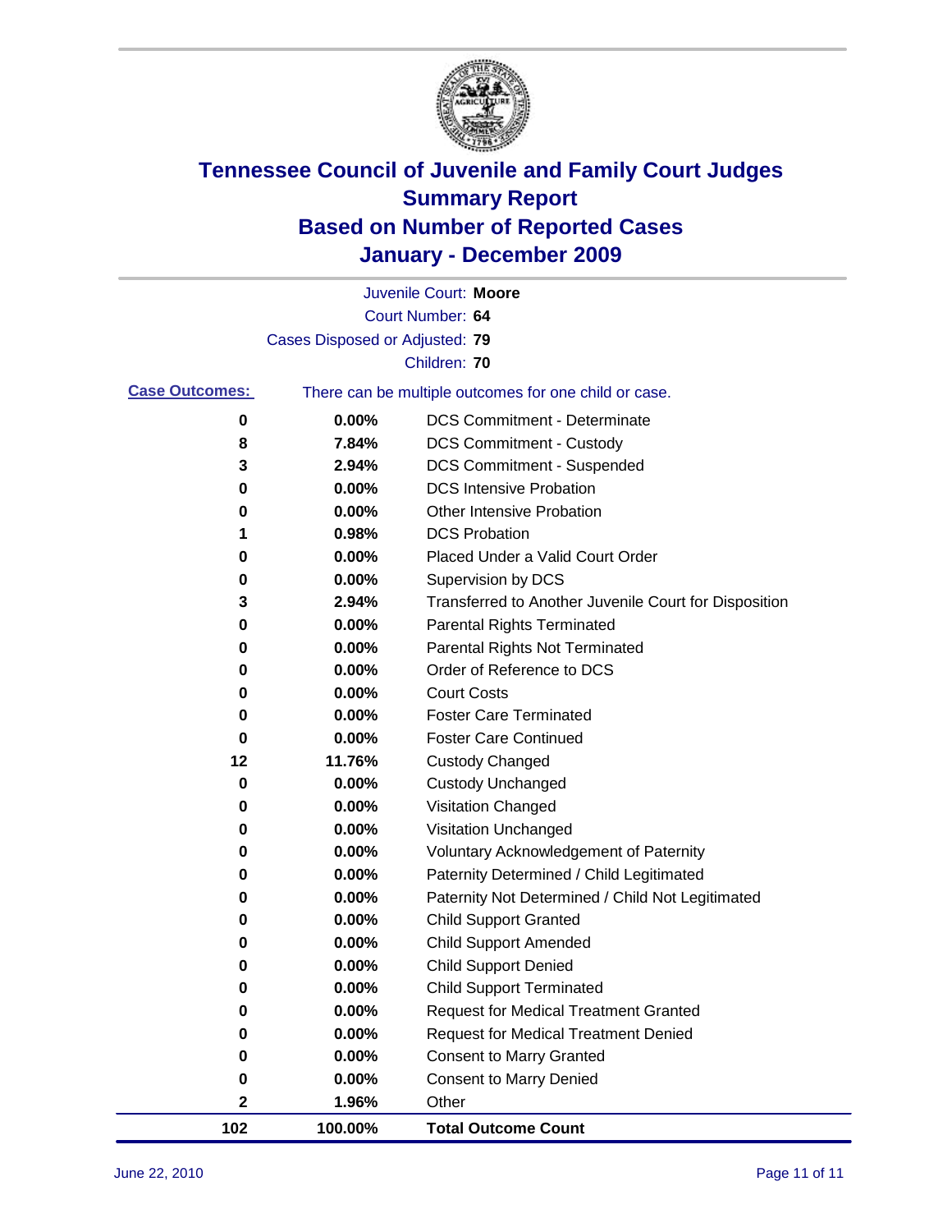# Tennessee Council of Juvenile and Family Court Judges
## Summary Report
## Based on Number of Reported Cases
## January - December 2009

Juvenile Court: **Moore**

Court Number: **64**

Cases Disposed or Adjusted: **79**

Children: **70**

**Case Outcomes:** There can be multiple outcomes for one child or case.

| | | |
|---|---|---|
| 0 | 0.00% | DCS Commitment - Determinate |
| 8 | 7.84% | DCS Commitment - Custody |
| 3 | 2.94% | DCS Commitment - Suspended |
| 0 | 0.00% | DCS Intensive Probation |
| 0 | 0.00% | Other Intensive Probation |
| 1 | 0.98% | DCS Probation |
| 0 | 0.00% | Placed Under a Valid Court Order |
| 0 | 0.00% | Supervision by DCS |
| 3 | 2.94% | Transferred to Another Juvenile Court for Disposition |
| 0 | 0.00% | Parental Rights Terminated |
| 0 | 0.00% | Parental Rights Not Terminated |
| 0 | 0.00% | Order of Reference to DCS |
| 0 | 0.00% | Court Costs |
| 0 | 0.00% | Foster Care Terminated |
| 0 | 0.00% | Foster Care Continued |
| 12 | 11.76% | Custody Changed |
| 0 | 0.00% | Custody Unchanged |
| 0 | 0.00% | Visitation Changed |
| 0 | 0.00% | Visitation Unchanged |
| 0 | 0.00% | Voluntary Acknowledgement of Paternity |
| 0 | 0.00% | Paternity Determined / Child Legitimated |
| 0 | 0.00% | Paternity Not Determined / Child Not Legitimated |
| 0 | 0.00% | Child Support Granted |
| 0 | 0.00% | Child Support Amended |
| 0 | 0.00% | Child Support Denied |
| 0 | 0.00% | Child Support Terminated |
| 0 | 0.00% | Request for Medical Treatment Granted |
| 0 | 0.00% | Request for Medical Treatment Denied |
| 0 | 0.00% | Consent to Marry Granted |
| 0 | 0.00% | Consent to Marry Denied |
| 2 | 1.96% | Other |
| **102** | **100.00%** | **Total Outcome Count** |